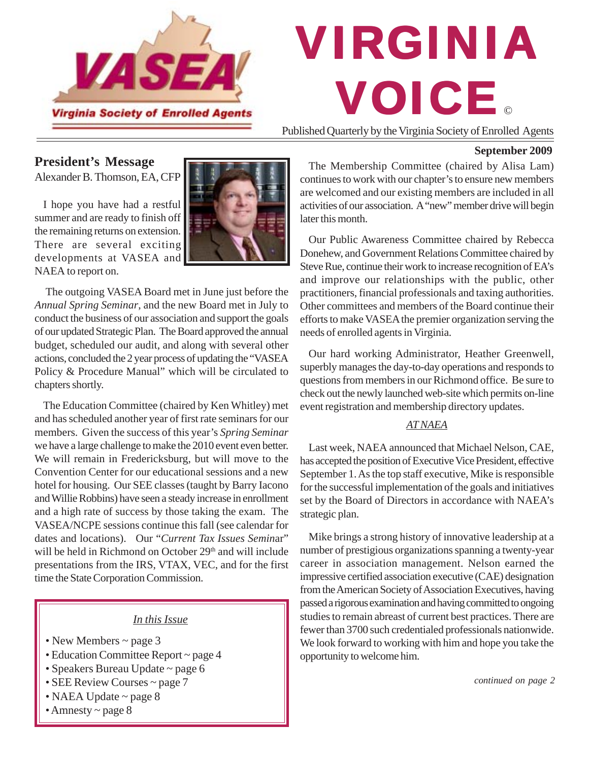# VIRGINIA VOICE©

VASEA — Virginia Society of Enrolled Agents

Published Quarterly by the Virginia Society of Enrolled Agents

**September 2009**

## President's Message

Alexander B. Thomson, EA, CFP

I hope you have had a restful summer and are ready to finish off the remaining returns on extension. There are several exciting developments at VASEA and NAEA to report on.

The outgoing VASEA Board met in June just before the *Annual Spring Seminar*, and the new Board met in July to conduct the business of our association and support the goals of our updated Strategic Plan. The Board approved the annual budget, scheduled our audit, and along with several other actions, concluded the 2 year process of updating the "VASEA Policy & Procedure Manual" which will be circulated to chapters shortly.

The Education Committee (chaired by Ken Whitley) met and has scheduled another year of first rate seminars for our members. Given the success of this year's *Spring Seminar* we have a large challenge to make the 2010 event even better. We will remain in Fredericksburg, but will move to the Convention Center for our educational sessions and a new hotel for housing. Our SEE classes (taught by Barry Iacono and Willie Robbins) have seen a steady increase in enrollment and a high rate of success by those taking the exam. The VASEA/NCPE sessions continue this fall (see calendar for dates and locations). Our "*Current Tax Issues Semin*ar" will be held in Richmond on October 29th and will include presentations from the IRS, VTAX, VEC, and for the first time the State Corporation Commission.

The Membership Committee (chaired by Alisa Lam) continues to work with our chapter's to ensure new members are welcomed and our existing members are included in all activities of our association. A "new" member drive will begin later this month.

Our Public Awareness Committee chaired by Rebecca Donehew, and Government Relations Committee chaired by Steve Rue, continue their work to increase recognition of EA's and improve our relationships with the public, other practitioners, financial professionals and taxing authorities. Other committees and members of the Board continue their efforts to make VASEA the premier organization serving the needs of enrolled agents in Virginia.

Our hard working Administrator, Heather Greenwell, superbly manages the day-to-day operations and responds to questions from members in our Richmond office. Be sure to check out the newly launched web-site which permits on-line event registration and membership directory updates.

### AT NAEA

Last week, NAEA announced that Michael Nelson, CAE, has accepted the position of Executive Vice President, effective September 1. As the top staff executive, Mike is responsible for the successful implementation of the goals and initiatives set by the Board of Directors in accordance with NAEA's strategic plan.

Mike brings a strong history of innovative leadership at a number of prestigious organizations spanning a twenty-year career in association management. Nelson earned the impressive certified association executive (CAE) designation from the American Society of Association Executives, having passed a rigorous examination and having committed to ongoing studies to remain abreast of current best practices. There are fewer than 3700 such credentialed professionals nationwide. We look forward to working with him and hope you take the opportunity to welcome him.

*continued on page 2*

### *In this Issue*

- New Members ~ page 3
- Education Committee Report ~ page 4
- Speakers Bureau Update ~ page 6
- SEE Review Courses ~ page 7
- NAEA Update ~ page 8
- Amnesty ~ page 8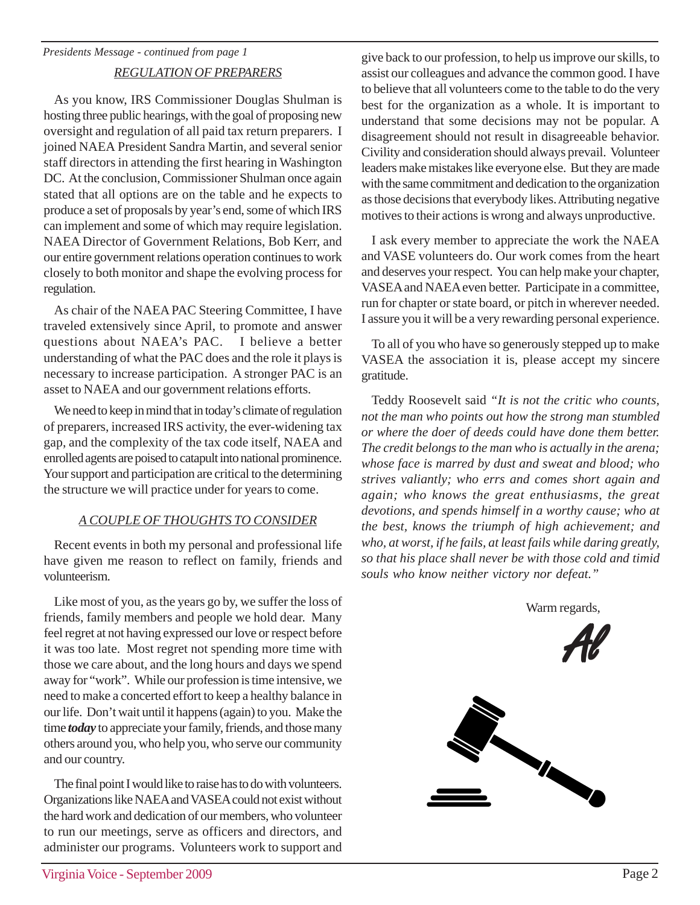*Presidents Message - continued from page 1*

## REGULATION OF PREPARERS

As you know, IRS Commissioner Douglas Shulman is hosting three public hearings, with the goal of proposing new oversight and regulation of all paid tax return preparers. I joined NAEA President Sandra Martin, and several senior staff directors in attending the first hearing in Washington DC. At the conclusion, Commissioner Shulman once again stated that all options are on the table and he expects to produce a set of proposals by year's end, some of which IRS can implement and some of which may require legislation. NAEA Director of Government Relations, Bob Kerr, and our entire government relations operation continues to work closely to both monitor and shape the evolving process for regulation.

As chair of the NAEA PAC Steering Committee, I have traveled extensively since April, to promote and answer questions about NAEA's PAC. I believe a better understanding of what the PAC does and the role it plays is necessary to increase participation. A stronger PAC is an asset to NAEA and our government relations efforts.

We need to keep in mind that in today's climate of regulation of preparers, increased IRS activity, the ever-widening tax gap, and the complexity of the tax code itself, NAEA and enrolled agents are poised to catapult into national prominence. Your support and participation are critical to the determining the structure we will practice under for years to come.

## A COUPLE OF THOUGHTS TO CONSIDER

Recent events in both my personal and professional life have given me reason to reflect on family, friends and volunteerism.

Like most of you, as the years go by, we suffer the loss of friends, family members and people we hold dear. Many feel regret at not having expressed our love or respect before it was too late. Most regret not spending more time with those we care about, and the long hours and days we spend away for "work". While our profession is time intensive, we need to make a concerted effort to keep a healthy balance in our life. Don't wait until it happens (again) to you. Make the time ***today*** to appreciate your family, friends, and those many others around you, who help you, who serve our community and our country.

The final point I would like to raise has to do with volunteers. Organizations like NAEA and VASEA could not exist without the hard work and dedication of our members, who volunteer to run our meetings, serve as officers and directors, and administer our programs. Volunteers work to support and give back to our profession, to help us improve our skills, to assist our colleagues and advance the common good. I have to believe that all volunteers come to the table to do the very best for the organization as a whole. It is important to understand that some decisions may not be popular. A disagreement should not result in disagreeable behavior. Civility and consideration should always prevail. Volunteer leaders make mistakes like everyone else. But they are made with the same commitment and dedication to the organization as those decisions that everybody likes. Attributing negative motives to their actions is wrong and always unproductive.

I ask every member to appreciate the work the NAEA and VASE volunteers do. Our work comes from the heart and deserves your respect. You can help make your chapter, VASEA and NAEA even better. Participate in a committee, run for chapter or state board, or pitch in wherever needed. I assure you it will be a very rewarding personal experience.

To all of you who have so generously stepped up to make VASEA the association it is, please accept my sincere gratitude.

Teddy Roosevelt said *"It is not the critic who counts, not the man who points out how the strong man stumbled or where the doer of deeds could have done them better. The credit belongs to the man who is actually in the arena; whose face is marred by dust and sweat and blood; who strives valiantly; who errs and comes short again and again; who knows the great enthusiasms, the great devotions, and spends himself in a worthy cause; who at the best, knows the triumph of high achievement; and who, at worst, if he fails, at least fails while daring greatly, so that his place shall never be with those cold and timid souls who know neither victory nor defeat."*

Warm regards,

*Al*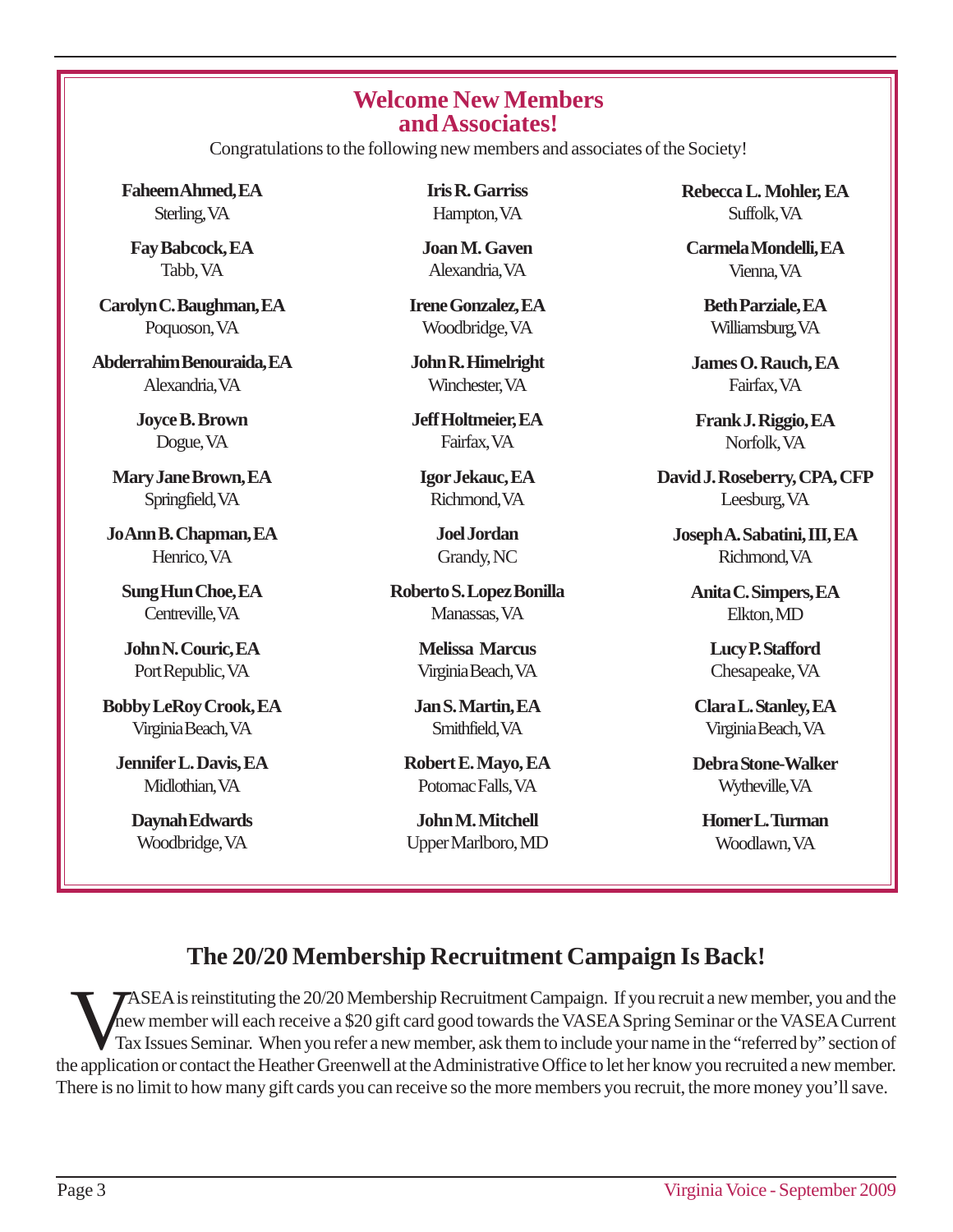## Welcome New Members and Associates!

Congratulations to the following new members and associates of the Society!

**Faheem Ahmed, EA**
Sterling, VA

**Fay Babcock, EA**
Tabb, VA

**Carolyn C. Baughman, EA**
Poquoson, VA

**Abderrahim Benouraida, EA**
Alexandria, VA

**Joyce B. Brown**
Dogue, VA

**Mary Jane Brown, EA**
Springfield, VA

**JoAnn B. Chapman, EA**
Henrico, VA

**Sung Hun Choe, EA**
Centreville, VA

**John N. Couric, EA**
Port Republic, VA

**Bobby LeRoy Crook, EA**
Virginia Beach, VA

**Jennifer L. Davis, EA**
Midlothian, VA

**Daynah Edwards**
Woodbridge, VA

**Iris R. Garriss**
Hampton, VA

**Joan M. Gaven**
Alexandria, VA

**Irene Gonzalez, EA**
Woodbridge, VA

**John R. Himelright**
Winchester, VA

**Jeff Holtmeier, EA**
Fairfax, VA

**Igor Jekauc, EA**
Richmond, VA

**Joel Jordan**
Grandy, NC

**Roberto S. Lopez Bonilla**
Manassas, VA

**Melissa Marcus**
Virginia Beach, VA

**Jan S. Martin, EA**
Smithfield, VA

**Robert E. Mayo, EA**
Potomac Falls, VA

**John M. Mitchell**
Upper Marlboro, MD

**Rebecca L. Mohler, EA**
Suffolk, VA

**Carmela Mondelli, EA**
Vienna, VA

**Beth Parziale, EA**
Williamsburg, VA

**James O. Rauch, EA**
Fairfax, VA

**Frank J. Riggio, EA**
Norfolk, VA

**David J. Roseberry, CPA, CFP**
Leesburg, VA

**Joseph A. Sabatini, III, EA**
Richmond, VA

**Anita C. Simpers, EA**
Elkton, MD

**Lucy P. Stafford**
Chesapeake, VA

**Clara L. Stanley, EA**
Virginia Beach, VA

**Debra Stone-Walker**
Wytheville, VA

**Homer L. Turman**
Woodlawn, VA

## The 20/20 Membership Recruitment Campaign Is Back!

VASEA is reinstituting the 20/20 Membership Recruitment Campaign. If you recruit a new member, you and the new member will each receive a $20 gift card good towards the VASEA Spring Seminar or the VASEA Current Tax Issues Seminar. When you refer a new member, ask them to include your name in the "referred by" section of the application or contact the Heather Greenwell at the Administrative Office to let her know you recruited a new member. There is no limit to how many gift cards you can receive so the more members you recruit, the more money you'll save.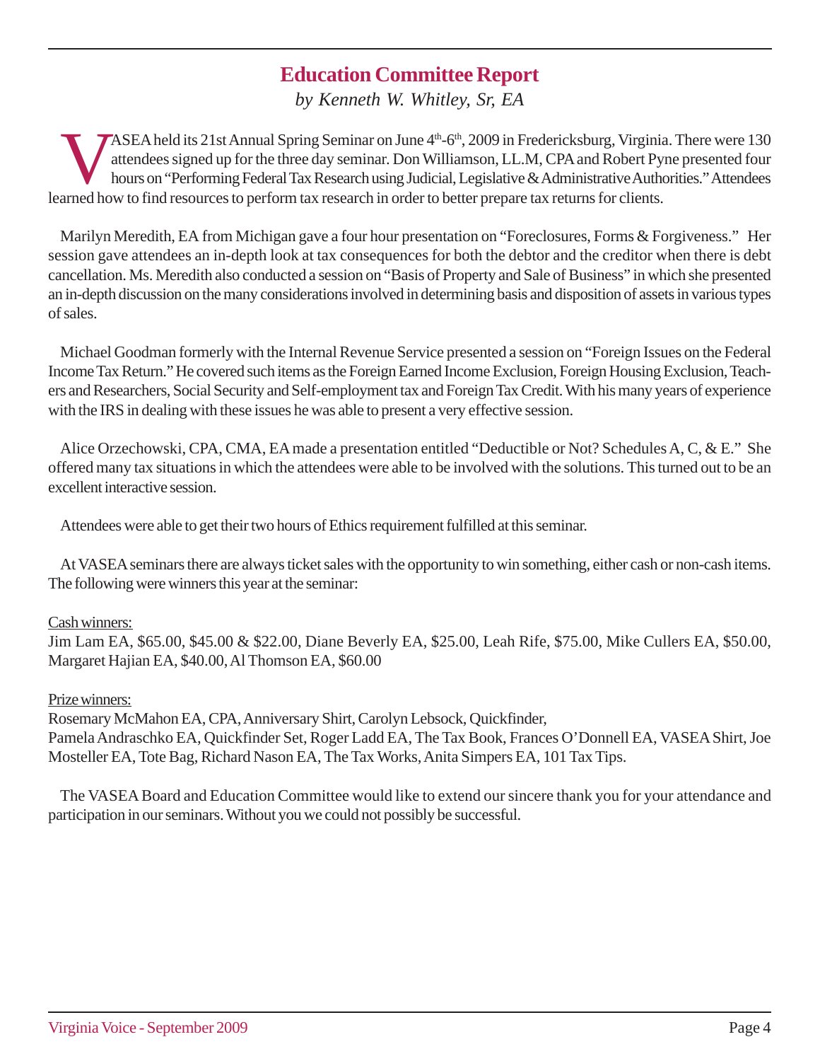# Education Committee Report

*by Kenneth W. Whitley, Sr, EA*

VASEA held its 21st Annual Spring Seminar on June 4th-6th, 2009 in Fredericksburg, Virginia. There were 130 attendees signed up for the three day seminar. Don Williamson, LL.M, CPA and Robert Pyne presented four hours on "Performing Federal Tax Research using Judicial, Legislative & Administrative Authorities." Attendees learned how to find resources to perform tax research in order to better prepare tax returns for clients.

Marilyn Meredith, EA from Michigan gave a four hour presentation on "Foreclosures, Forms & Forgiveness." Her session gave attendees an in-depth look at tax consequences for both the debtor and the creditor when there is debt cancellation. Ms. Meredith also conducted a session on "Basis of Property and Sale of Business" in which she presented an in-depth discussion on the many considerations involved in determining basis and disposition of assets in various types of sales.

Michael Goodman formerly with the Internal Revenue Service presented a session on "Foreign Issues on the Federal Income Tax Return." He covered such items as the Foreign Earned Income Exclusion, Foreign Housing Exclusion, Teachers and Researchers, Social Security and Self-employment tax and Foreign Tax Credit. With his many years of experience with the IRS in dealing with these issues he was able to present a very effective session.

Alice Orzechowski, CPA, CMA, EA made a presentation entitled "Deductible or Not? Schedules A, C, & E." She offered many tax situations in which the attendees were able to be involved with the solutions. This turned out to be an excellent interactive session.

Attendees were able to get their two hours of Ethics requirement fulfilled at this seminar.

At VASEA seminars there are always ticket sales with the opportunity to win something, either cash or non-cash items. The following were winners this year at the seminar:

Cash winners:
Jim Lam EA, $65.00, $45.00 & $22.00, Diane Beverly EA, $25.00, Leah Rife, $75.00, Mike Cullers EA, $50.00, Margaret Hajian EA, $40.00, Al Thomson EA, $60.00

Prize winners:
Rosemary McMahon EA, CPA, Anniversary Shirt, Carolyn Lebsock, Quickfinder,
Pamela Andraschko EA, Quickfinder Set, Roger Ladd EA, The Tax Book, Frances O'Donnell EA, VASEA Shirt, Joe Mosteller EA, Tote Bag, Richard Nason EA, The Tax Works, Anita Simpers EA, 101 Tax Tips.

The VASEA Board and Education Committee would like to extend our sincere thank you for your attendance and participation in our seminars. Without you we could not possibly be successful.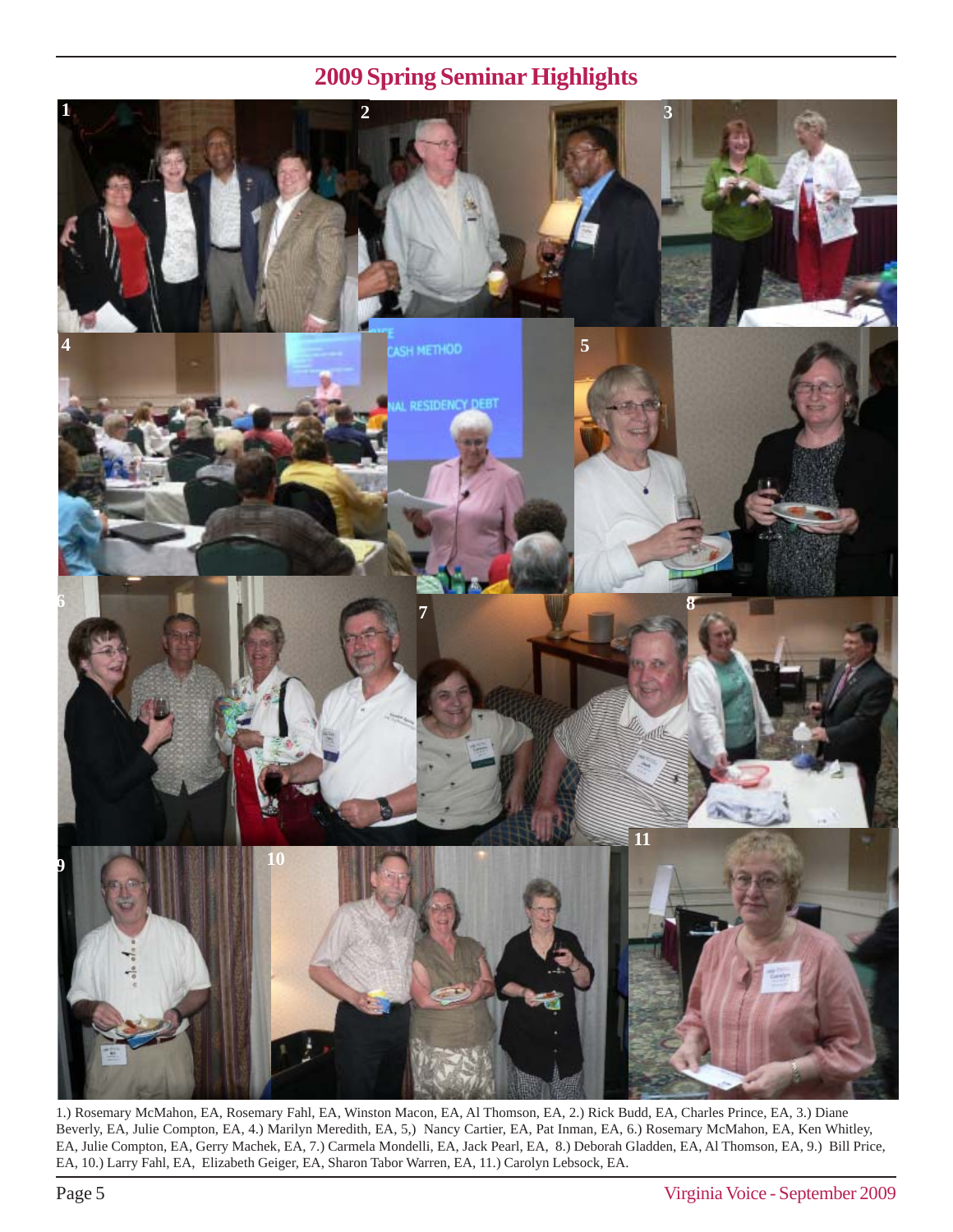## 2009 Spring Seminar Highlights

1.) Rosemary McMahon, EA, Rosemary Fahl, EA, Winston Macon, EA, Al Thomson, EA, 2.) Rick Budd, EA, Charles Prince, EA, 3.) Diane Beverly, EA, Julie Compton, EA, 4.) Marilyn Meredith, EA, 5,) Nancy Cartier, EA, Pat Inman, EA, 6.) Rosemary McMahon, EA, Ken Whitley, EA, Julie Compton, EA, Gerry Machek, EA, 7.) Carmela Mondelli, EA, Jack Pearl, EA, 8.) Deborah Gladden, EA, Al Thomson, EA, 9.) Bill Price, EA, 10.) Larry Fahl, EA, Elizabeth Geiger, EA, Sharon Tabor Warren, EA, 11.) Carolyn Lebsock, EA.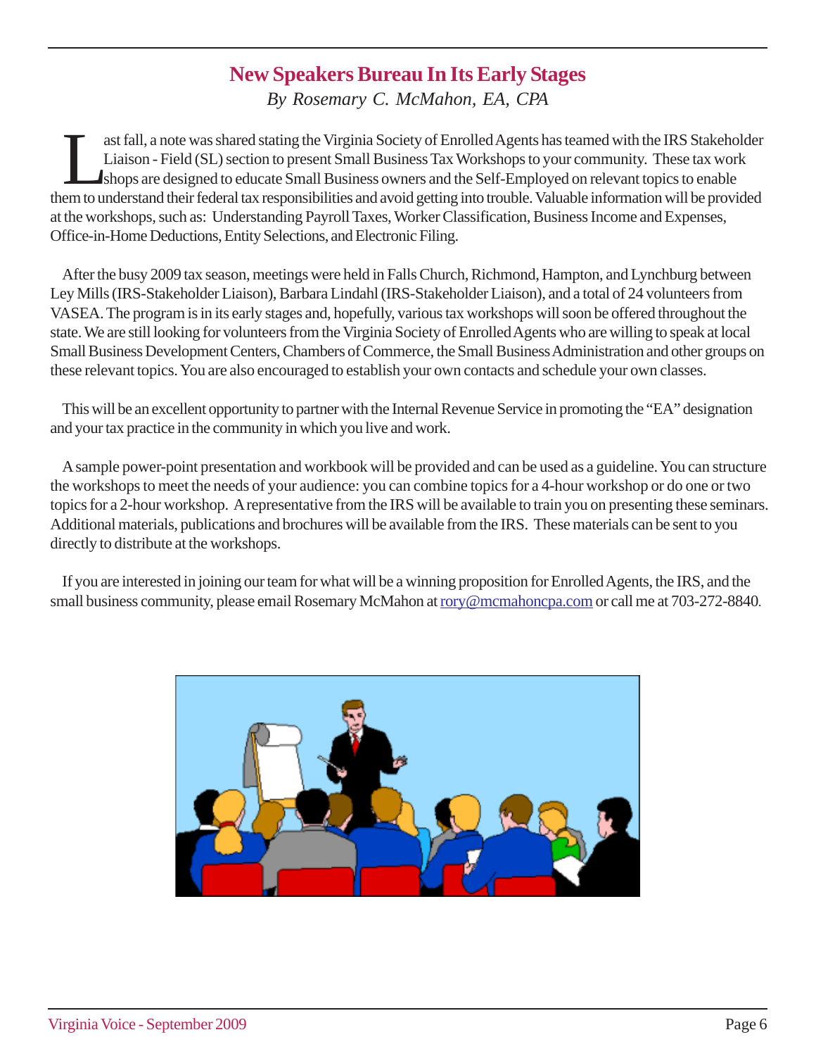# New Speakers Bureau In Its Early Stages

*By Rosemary C. McMahon, EA, CPA*

Last fall, a note was shared stating the Virginia Society of Enrolled Agents has teamed with the IRS Stakeholder Liaison - Field (SL) section to present Small Business Tax Workshops to your community. These tax work shops are designed to educate Small Business owners and the Self-Employed on relevant topics to enable them to understand their federal tax responsibilities and avoid getting into trouble. Valuable information will be provided at the workshops, such as: Understanding Payroll Taxes, Worker Classification, Business Income and Expenses, Office-in-Home Deductions, Entity Selections, and Electronic Filing.

After the busy 2009 tax season, meetings were held in Falls Church, Richmond, Hampton, and Lynchburg between Ley Mills (IRS-Stakeholder Liaison), Barbara Lindahl (IRS-Stakeholder Liaison), and a total of 24 volunteers from VASEA. The program is in its early stages and, hopefully, various tax workshops will soon be offered throughout the state. We are still looking for volunteers from the Virginia Society of Enrolled Agents who are willing to speak at local Small Business Development Centers, Chambers of Commerce, the Small Business Administration and other groups on these relevant topics. You are also encouraged to establish your own contacts and schedule your own classes.

This will be an excellent opportunity to partner with the Internal Revenue Service in promoting the "EA" designation and your tax practice in the community in which you live and work.

A sample power-point presentation and workbook will be provided and can be used as a guideline. You can structure the workshops to meet the needs of your audience: you can combine topics for a 4-hour workshop or do one or two topics for a 2-hour workshop. A representative from the IRS will be available to train you on presenting these seminars. Additional materials, publications and brochures will be available from the IRS. These materials can be sent to you directly to distribute at the workshops.

If you are interested in joining our team for what will be a winning proposition for Enrolled Agents, the IRS, and the small business community, please email Rosemary McMahon at rory@mcmahoncpa.com or call me at 703-272-8840.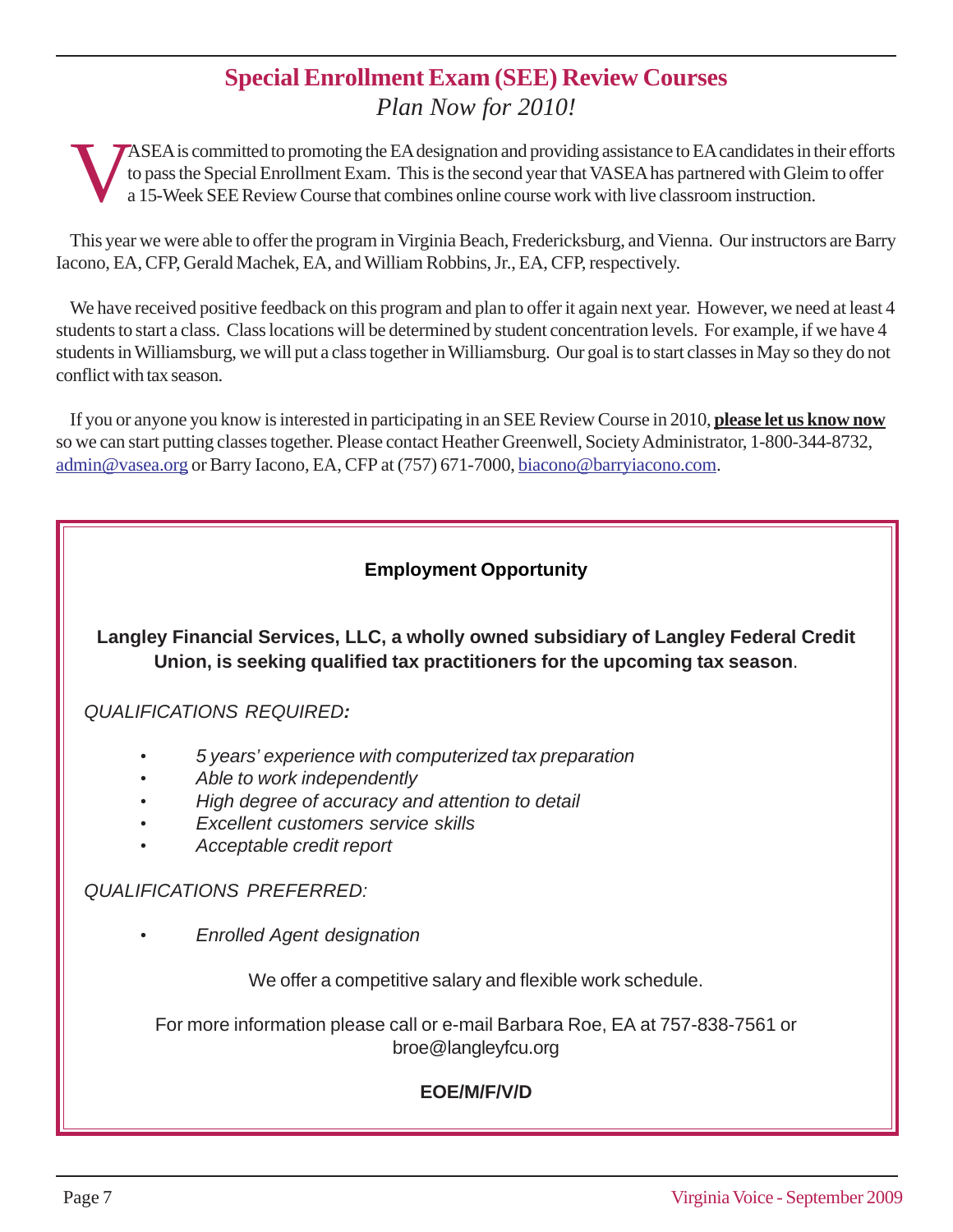## Special Enrollment Exam (SEE) Review Courses

*Plan Now for 2010!*

VASEA is committed to promoting the EA designation and providing assistance to EA candidates in their efforts to pass the Special Enrollment Exam. This is the second year that VASEA has partnered with Gleim to offer a 15-Week SEE Review Course that combines online course work with live classroom instruction.

This year we were able to offer the program in Virginia Beach, Fredericksburg, and Vienna. Our instructors are Barry Iacono, EA, CFP, Gerald Machek, EA, and William Robbins, Jr., EA, CFP, respectively.

We have received positive feedback on this program and plan to offer it again next year. However, we need at least 4 students to start a class. Class locations will be determined by student concentration levels. For example, if we have 4 students in Williamsburg, we will put a class together in Williamsburg. Our goal is to start classes in May so they do not conflict with tax season.

If you or anyone you know is interested in participating in an SEE Review Course in 2010, **please let us know now** so we can start putting classes together. Please contact Heather Greenwell, Society Administrator, 1-800-344-8732, admin@vasea.org or Barry Iacono, EA, CFP at (757) 671-7000, biacono@barryiacono.com.

---

### Employment Opportunity

**Langley Financial Services, LLC, a wholly owned subsidiary of Langley Federal Credit Union, is seeking qualified tax practitioners for the upcoming tax season**.

*QUALIFICATIONS REQUIRED:*

- *5 years' experience with computerized tax preparation*
- *Able to work independently*
- *High degree of accuracy and attention to detail*
- *Excellent customers service skills*
- *Acceptable credit report*

*QUALIFICATIONS PREFERRED:*

- *Enrolled Agent designation*

We offer a competitive salary and flexible work schedule.

For more information please call or e-mail Barbara Roe, EA at 757-838-7561 or broe@langleyfcu.org

**EOE/M/F/V/D**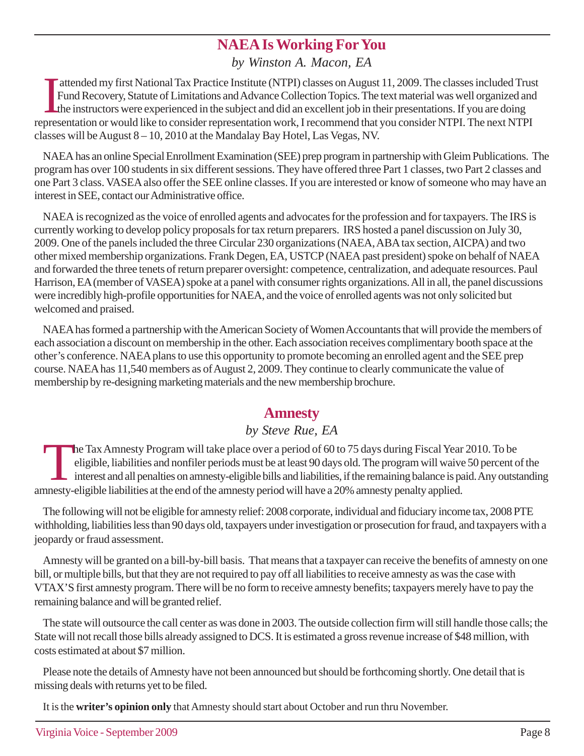## NAEA Is Working For You

*by Winston A. Macon, EA*

I attended my first National Tax Practice Institute (NTPI) classes on August 11, 2009. The classes included Trust Fund Recovery, Statute of Limitations and Advance Collection Topics. The text material was well organized and the instructors were experienced in the subject and did an excellent job in their presentations. If you are doing representation or would like to consider representation work, I recommend that you consider NTPI. The next NTPI classes will be August 8 – 10, 2010 at the Mandalay Bay Hotel, Las Vegas, NV.

NAEA has an online Special Enrollment Examination (SEE) prep program in partnership with Gleim Publications. The program has over 100 students in six different sessions. They have offered three Part 1 classes, two Part 2 classes and one Part 3 class. VASEA also offer the SEE online classes. If you are interested or know of someone who may have an interest in SEE, contact our Administrative office.

NAEA is recognized as the voice of enrolled agents and advocates for the profession and for taxpayers. The IRS is currently working to develop policy proposals for tax return preparers. IRS hosted a panel discussion on July 30, 2009. One of the panels included the three Circular 230 organizations (NAEA, ABA tax section, AICPA) and two other mixed membership organizations. Frank Degen, EA, USTCP (NAEA past president) spoke on behalf of NAEA and forwarded the three tenets of return preparer oversight: competence, centralization, and adequate resources. Paul Harrison, EA (member of VASEA) spoke at a panel with consumer rights organizations. All in all, the panel discussions were incredibly high-profile opportunities for NAEA, and the voice of enrolled agents was not only solicited but welcomed and praised.

NAEA has formed a partnership with the American Society of Women Accountants that will provide the members of each association a discount on membership in the other. Each association receives complimentary booth space at the other's conference. NAEA plans to use this opportunity to promote becoming an enrolled agent and the SEE prep course. NAEA has 11,540 members as of August 2, 2009. They continue to clearly communicate the value of membership by re-designing marketing materials and the new membership brochure.

## Amnesty

*by Steve Rue, EA*

The Tax Amnesty Program will take place over a period of 60 to 75 days during Fiscal Year 2010. To be eligible, liabilities and nonfiler periods must be at least 90 days old. The program will waive 50 percent of the interest and all penalties on amnesty-eligible bills and liabilities, if the remaining balance is paid. Any outstanding amnesty-eligible liabilities at the end of the amnesty period will have a 20% amnesty penalty applied.

The following will not be eligible for amnesty relief: 2008 corporate, individual and fiduciary income tax, 2008 PTE withholding, liabilities less than 90 days old, taxpayers under investigation or prosecution for fraud, and taxpayers with a jeopardy or fraud assessment.

Amnesty will be granted on a bill-by-bill basis. That means that a taxpayer can receive the benefits of amnesty on one bill, or multiple bills, but that they are not required to pay off all liabilities to receive amnesty as was the case with VTAX'S first amnesty program. There will be no form to receive amnesty benefits; taxpayers merely have to pay the remaining balance and will be granted relief.

The state will outsource the call center as was done in 2003. The outside collection firm will still handle those calls; the State will not recall those bills already assigned to DCS. It is estimated a gross revenue increase of $48 million, with costs estimated at about $7 million.

Please note the details of Amnesty have not been announced but should be forthcoming shortly. One detail that is missing deals with returns yet to be filed.

It is the **writer's opinion only** that Amnesty should start about October and run thru November.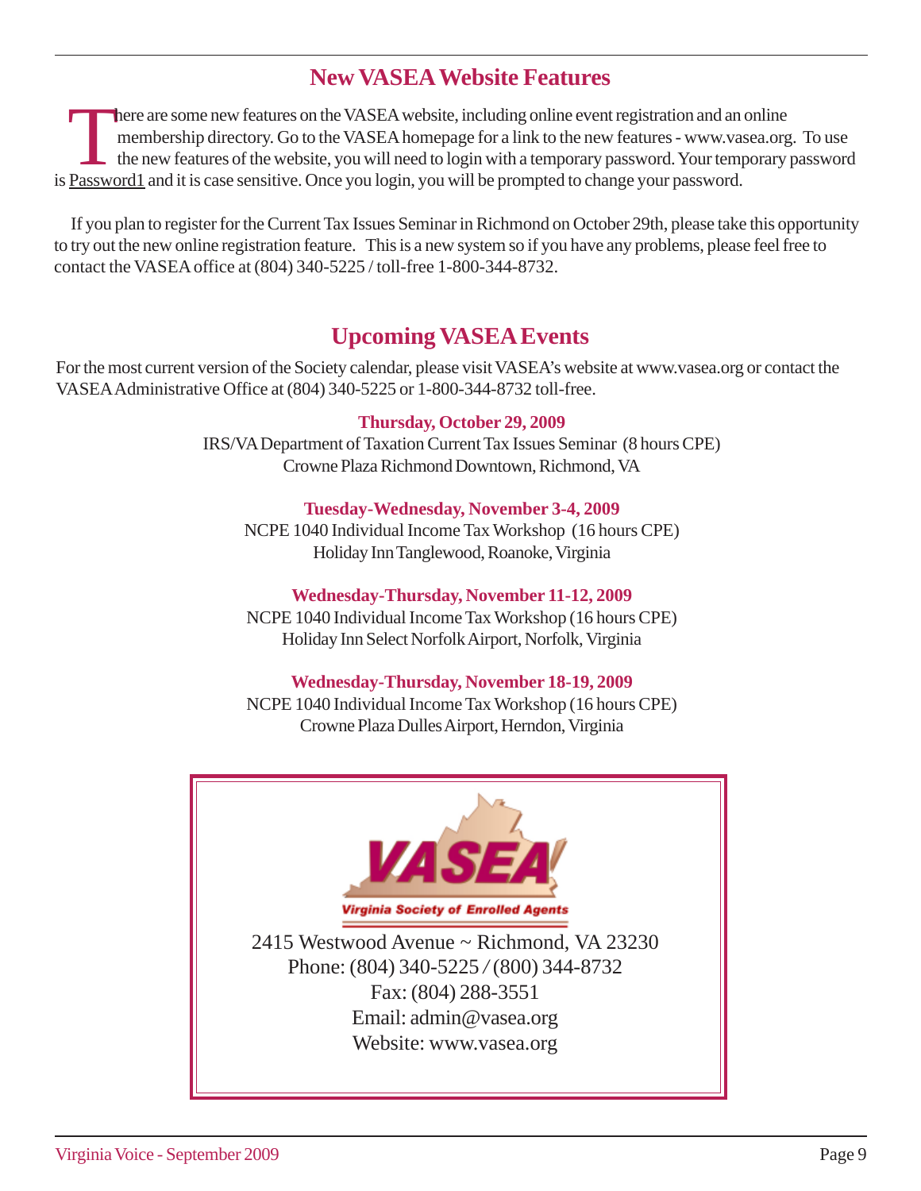## New VASEA Website Features

There are some new features on the VASEA website, including online event registration and an online membership directory. Go to the VASEA homepage for a link to the new features - www.vasea.org. To use the new features of the website, you will need to login with a temporary password. Your temporary password is Password1 and it is case sensitive. Once you login, you will be prompted to change your password.

If you plan to register for the Current Tax Issues Seminar in Richmond on October 29th, please take this opportunity to try out the new online registration feature. This is a new system so if you have any problems, please feel free to contact the VASEA office at (804) 340-5225 / toll-free 1-800-344-8732.

## Upcoming VASEA Events

For the most current version of the Society calendar, please visit VASEA's website at www.vasea.org or contact the VASEA Administrative Office at (804) 340-5225 or 1-800-344-8732 toll-free.

**Thursday, October 29, 2009**
IRS/VA Department of Taxation Current Tax Issues Seminar (8 hours CPE)
Crowne Plaza Richmond Downtown, Richmond, VA

**Tuesday-Wednesday, November 3-4, 2009**
NCPE 1040 Individual Income Tax Workshop (16 hours CPE)
Holiday Inn Tanglewood, Roanoke, Virginia

**Wednesday-Thursday, November 11-12, 2009**
NCPE 1040 Individual Income Tax Workshop (16 hours CPE)
Holiday Inn Select Norfolk Airport, Norfolk, Virginia

**Wednesday-Thursday, November 18-19, 2009**
NCPE 1040 Individual Income Tax Workshop (16 hours CPE)
Crowne Plaza Dulles Airport, Herndon, Virginia

VASEA
Virginia Society of Enrolled Agents

2415 Westwood Avenue ~ Richmond, VA 23230
Phone: (804) 340-5225 / (800) 344-8732
Fax: (804) 288-3551
Email: admin@vasea.org
Website: www.vasea.org